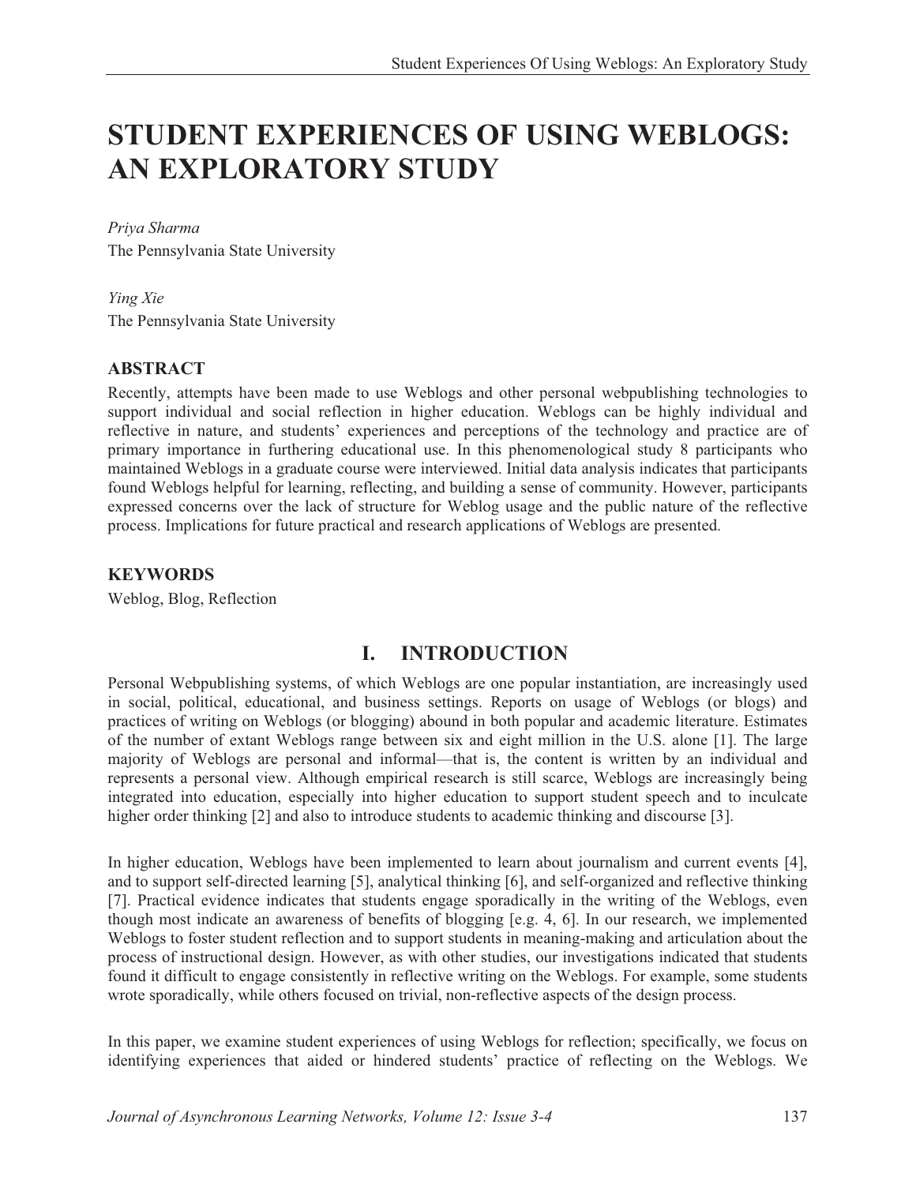# STUDENT EXPERIENCES OF USING WEBLOGS: AN EXPLORATORY STUDY

*Priya Sharma*
The Pennsylvania State University

*Ying Xie*
The Pennsylvania State University

### ABSTRACT

Recently, attempts have been made to use Weblogs and other personal webpublishing technologies to support individual and social reflection in higher education. Weblogs can be highly individual and reflective in nature, and students' experiences and perceptions of the technology and practice are of primary importance in furthering educational use. In this phenomenological study 8 participants who maintained Weblogs in a graduate course were interviewed. Initial data analysis indicates that participants found Weblogs helpful for learning, reflecting, and building a sense of community. However, participants expressed concerns over the lack of structure for Weblog usage and the public nature of the reflective process. Implications for future practical and research applications of Weblogs are presented.

### KEYWORDS

Weblog, Blog, Reflection

## I. INTRODUCTION

Personal Webpublishing systems, of which Weblogs are one popular instantiation, are increasingly used in social, political, educational, and business settings. Reports on usage of Weblogs (or blogs) and practices of writing on Weblogs (or blogging) abound in both popular and academic literature. Estimates of the number of extant Weblogs range between six and eight million in the U.S. alone [1]. The large majority of Weblogs are personal and informal—that is, the content is written by an individual and represents a personal view. Although empirical research is still scarce, Weblogs are increasingly being integrated into education, especially into higher education to support student speech and to inculcate higher order thinking [2] and also to introduce students to academic thinking and discourse [3].

In higher education, Weblogs have been implemented to learn about journalism and current events [4], and to support self-directed learning [5], analytical thinking [6], and self-organized and reflective thinking [7]. Practical evidence indicates that students engage sporadically in the writing of the Weblogs, even though most indicate an awareness of benefits of blogging [e.g. 4, 6]. In our research, we implemented Weblogs to foster student reflection and to support students in meaning-making and articulation about the process of instructional design. However, as with other studies, our investigations indicated that students found it difficult to engage consistently in reflective writing on the Weblogs. For example, some students wrote sporadically, while others focused on trivial, non-reflective aspects of the design process.

In this paper, we examine student experiences of using Weblogs for reflection; specifically, we focus on identifying experiences that aided or hindered students' practice of reflecting on the Weblogs. We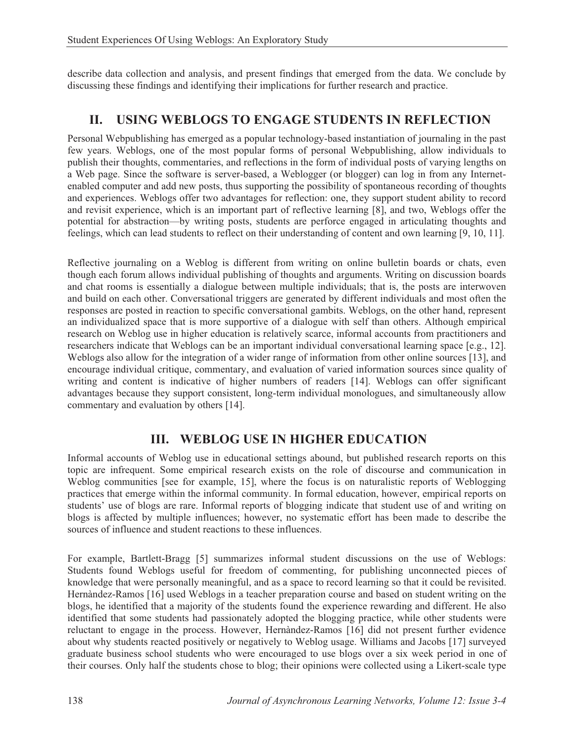describe data collection and analysis, and present findings that emerged from the data. We conclude by discussing these findings and identifying their implications for further research and practice.

## II. USING WEBLOGS TO ENGAGE STUDENTS IN REFLECTION

Personal Webpublishing has emerged as a popular technology-based instantiation of journaling in the past few years. Weblogs, one of the most popular forms of personal Webpublishing, allow individuals to publish their thoughts, commentaries, and reflections in the form of individual posts of varying lengths on a Web page. Since the software is server-based, a Weblogger (or blogger) can log in from any Internet-enabled computer and add new posts, thus supporting the possibility of spontaneous recording of thoughts and experiences. Weblogs offer two advantages for reflection: one, they support student ability to record and revisit experience, which is an important part of reflective learning [8], and two, Weblogs offer the potential for abstraction—by writing posts, students are perforce engaged in articulating thoughts and feelings, which can lead students to reflect on their understanding of content and own learning [9, 10, 11].

Reflective journaling on a Weblog is different from writing on online bulletin boards or chats, even though each forum allows individual publishing of thoughts and arguments. Writing on discussion boards and chat rooms is essentially a dialogue between multiple individuals; that is, the posts are interwoven and build on each other. Conversational triggers are generated by different individuals and most often the responses are posted in reaction to specific conversational gambits. Weblogs, on the other hand, represent an individualized space that is more supportive of a dialogue with self than others. Although empirical research on Weblog use in higher education is relatively scarce, informal accounts from practitioners and researchers indicate that Weblogs can be an important individual conversational learning space [e.g., 12]. Weblogs also allow for the integration of a wider range of information from other online sources [13], and encourage individual critique, commentary, and evaluation of varied information sources since quality of writing and content is indicative of higher numbers of readers [14]. Weblogs can offer significant advantages because they support consistent, long-term individual monologues, and simultaneously allow commentary and evaluation by others [14].

## III. WEBLOG USE IN HIGHER EDUCATION

Informal accounts of Weblog use in educational settings abound, but published research reports on this topic are infrequent. Some empirical research exists on the role of discourse and communication in Weblog communities [see for example, 15], where the focus is on naturalistic reports of Weblogging practices that emerge within the informal community. In formal education, however, empirical reports on students' use of blogs are rare. Informal reports of blogging indicate that student use of and writing on blogs is affected by multiple influences; however, no systematic effort has been made to describe the sources of influence and student reactions to these influences.

For example, Bartlett-Bragg [5] summarizes informal student discussions on the use of Weblogs: Students found Weblogs useful for freedom of commenting, for publishing unconnected pieces of knowledge that were personally meaningful, and as a space to record learning so that it could be revisited. Hernàndez-Ramos [16] used Weblogs in a teacher preparation course and based on student writing on the blogs, he identified that a majority of the students found the experience rewarding and different. He also identified that some students had passionately adopted the blogging practice, while other students were reluctant to engage in the process. However, Hernàndez-Ramos [16] did not present further evidence about why students reacted positively or negatively to Weblog usage. Williams and Jacobs [17] surveyed graduate business school students who were encouraged to use blogs over a six week period in one of their courses. Only half the students chose to blog; their opinions were collected using a Likert-scale type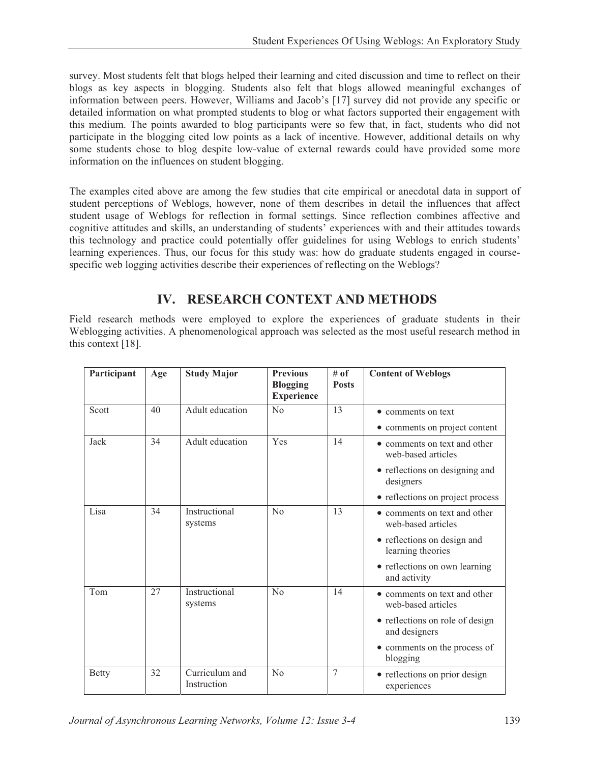survey. Most students felt that blogs helped their learning and cited discussion and time to reflect on their blogs as key aspects in blogging. Students also felt that blogs allowed meaningful exchanges of information between peers. However, Williams and Jacob's [17] survey did not provide any specific or detailed information on what prompted students to blog or what factors supported their engagement with this medium. The points awarded to blog participants were so few that, in fact, students who did not participate in the blogging cited low points as a lack of incentive. However, additional details on why some students chose to blog despite low-value of external rewards could have provided some more information on the influences on student blogging.

The examples cited above are among the few studies that cite empirical or anecdotal data in support of student perceptions of Weblogs, however, none of them describes in detail the influences that affect student usage of Weblogs for reflection in formal settings. Since reflection combines affective and cognitive attitudes and skills, an understanding of students' experiences with and their attitudes towards this technology and practice could potentially offer guidelines for using Weblogs to enrich students' learning experiences. Thus, our focus for this study was: how do graduate students engaged in course-specific web logging activities describe their experiences of reflecting on the Weblogs?

## IV. RESEARCH CONTEXT AND METHODS

Field research methods were employed to explore the experiences of graduate students in their Weblogging activities. A phenomenological approach was selected as the most useful research method in this context [18].

| Participant | Age | Study Major | Previous Blogging Experience | # of Posts | Content of Weblogs |
|---|---|---|---|---|---|
| Scott | 40 | Adult education | No | 13 | • comments on text<br>• comments on project content |
| Jack | 34 | Adult education | Yes | 14 | • comments on text and other web-based articles<br>• reflections on designing and designers<br>• reflections on project process |
| Lisa | 34 | Instructional systems | No | 13 | • comments on text and other web-based articles<br>• reflections on design and learning theories<br>• reflections on own learning and activity |
| Tom | 27 | Instructional systems | No | 14 | • comments on text and other web-based articles<br>• reflections on role of design and designers<br>• comments on the process of blogging |
| Betty | 32 | Curriculum and Instruction | No | 7 | • reflections on prior design experiences |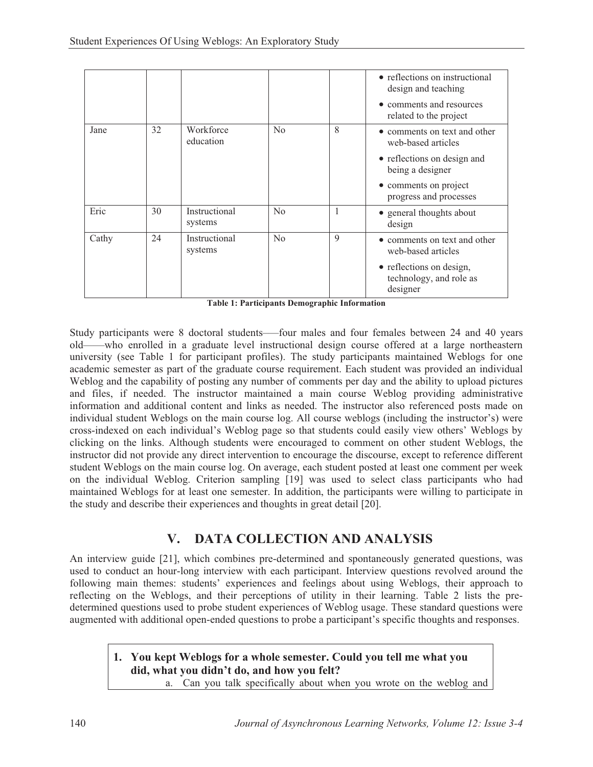| | | | | | • reflections on instructional design and teaching<br>• comments and resources related to the project |
|---|---|---|---|---|---|
| Jane | 32 | Workforce education | No | 8 | • comments on text and other web-based articles<br>• reflections on design and being a designer<br>• comments on project progress and processes |
| Eric | 30 | Instructional systems | No | 1 | • general thoughts about design |
| Cathy | 24 | Instructional systems | No | 9 | • comments on text and other web-based articles<br>• reflections on design, technology, and role as designer |

**Table 1: Participants Demographic Information**

Study participants were 8 doctoral students——four males and four females between 24 and 40 years old——who enrolled in a graduate level instructional design course offered at a large northeastern university (see Table 1 for participant profiles). The study participants maintained Weblogs for one academic semester as part of the graduate course requirement. Each student was provided an individual Weblog and the capability of posting any number of comments per day and the ability to upload pictures and files, if needed. The instructor maintained a main course Weblog providing administrative information and additional content and links as needed. The instructor also referenced posts made on individual student Weblogs on the main course log. All course weblogs (including the instructor's) were cross-indexed on each individual's Weblog page so that students could easily view others' Weblogs by clicking on the links. Although students were encouraged to comment on other student Weblogs, the instructor did not provide any direct intervention to encourage the discourse, except to reference different student Weblogs on the main course log. On average, each student posted at least one comment per week on the individual Weblog. Criterion sampling [19] was used to select class participants who had maintained Weblogs for at least one semester. In addition, the participants were willing to participate in the study and describe their experiences and thoughts in great detail [20].

## V. DATA COLLECTION AND ANALYSIS

An interview guide [21], which combines pre-determined and spontaneously generated questions, was used to conduct an hour-long interview with each participant. Interview questions revolved around the following main themes: students' experiences and feelings about using Weblogs, their approach to reflecting on the Weblogs, and their perceptions of utility in their learning. Table 2 lists the pre-determined questions used to probe student experiences of Weblog usage. These standard questions were augmented with additional open-ended questions to probe a participant's specific thoughts and responses.

1. **You kept Weblogs for a whole semester. Could you tell me what you did, what you didn't do, and how you felt?**
   a. Can you talk specifically about when you wrote on the weblog and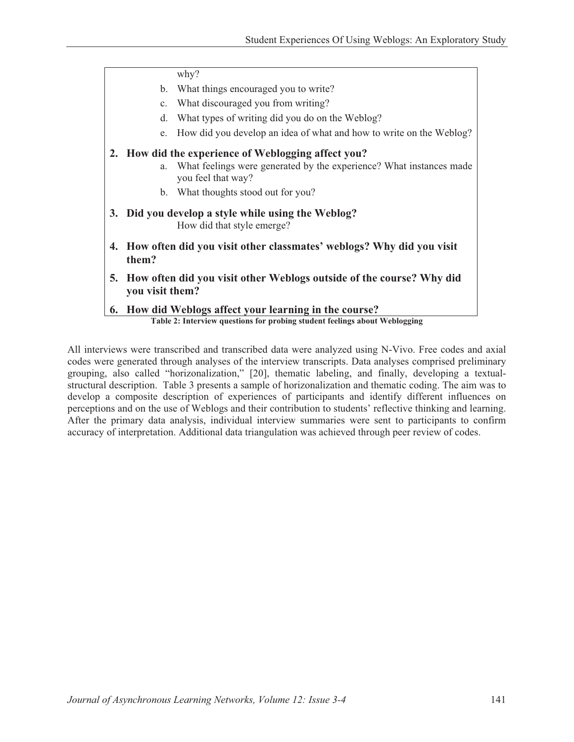why?

b. What things encouraged you to write?
c. What discouraged you from writing?
d. What types of writing did you do on the Weblog?
e. How did you develop an idea of what and how to write on the Weblog?

**2. How did the experience of Weblogging affect you?**

a. What feelings were generated by the experience? What instances made you feel that way?
b. What thoughts stood out for you?

**3. Did you develop a style while using the Weblog?**

How did that style emerge?

**4. How often did you visit other classmates' weblogs? Why did you visit them?**

**5. How often did you visit other Weblogs outside of the course? Why did you visit them?**

**6. How did Weblogs affect your learning in the course?**

**Table 2: Interview questions for probing student feelings about Weblogging**

All interviews were transcribed and transcribed data were analyzed using N-Vivo. Free codes and axial codes were generated through analyses of the interview transcripts. Data analyses comprised preliminary grouping, also called "horizonalization," [20], thematic labeling, and finally, developing a textual-structural description. Table 3 presents a sample of horizonalization and thematic coding. The aim was to develop a composite description of experiences of participants and identify different influences on perceptions and on the use of Weblogs and their contribution to students' reflective thinking and learning. After the primary data analysis, individual interview summaries were sent to participants to confirm accuracy of interpretation. Additional data triangulation was achieved through peer review of codes.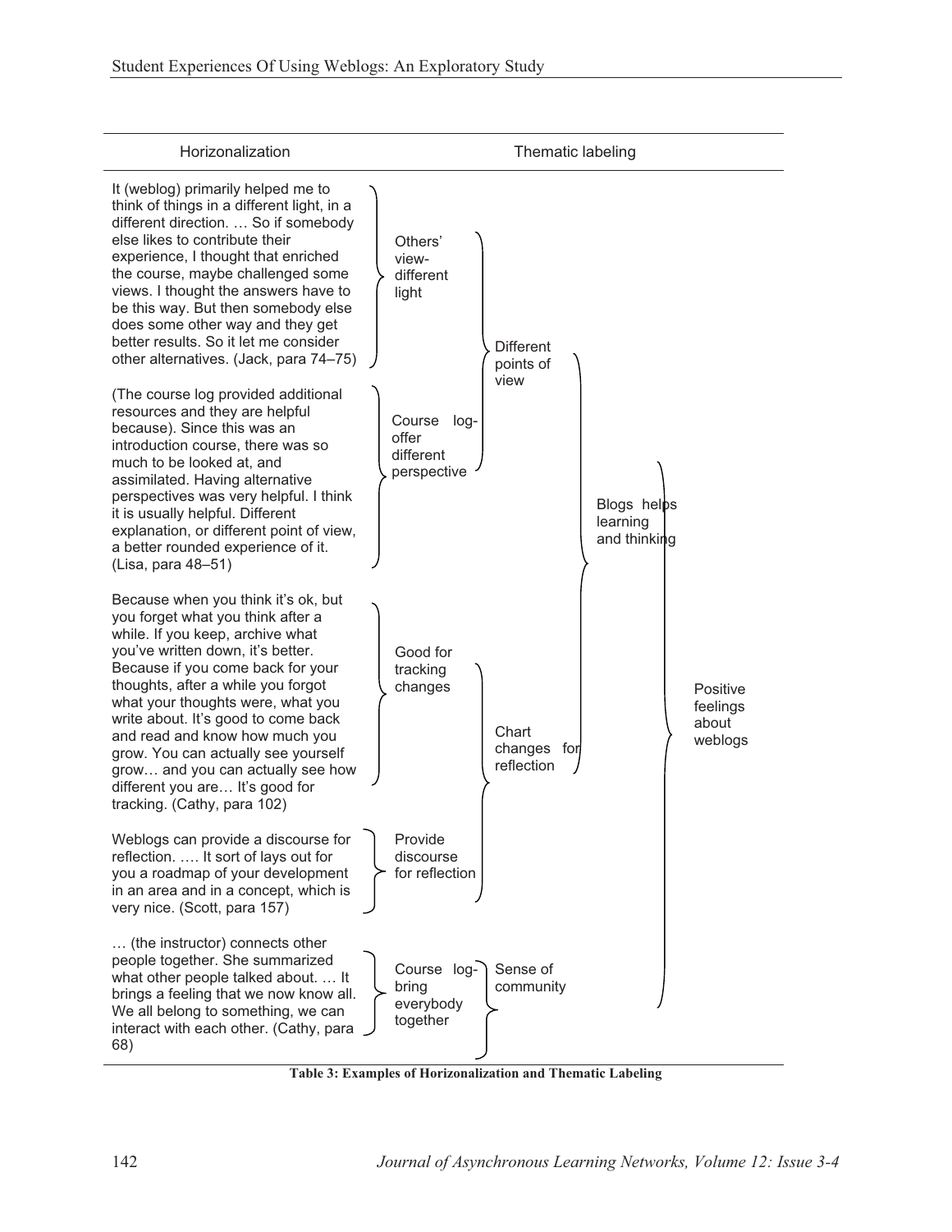| Horizonalization | Thematic labeling | | | |
|---|---|---|---|---|
| It (weblog) primarily helped me to think of things in a different light, in a different direction. … So if somebody else likes to contribute their experience, I thought that enriched the course, maybe challenged some views. I thought the answers have to be this way. But then somebody else does some other way and they get better results. So it let me consider other alternatives. (Jack, para 74–75) | Others' view- different light | Different points of view | Blogs helps learning and thinking | Positive feelings about weblogs |
| (The course log provided additional resources and they are helpful because). Since this was an introduction course, there was so much to be looked at, and assimilated. Having alternative perspectives was very helpful. I think it is usually helpful. Different explanation, or different point of view, a better rounded experience of it. (Lisa, para 48–51) | Course log- offer different perspective | | | |
| Because when you think it's ok, but you forget what you think after a while. If you keep, archive what you've written down, it's better. Because if you come back for your thoughts, after a while you forgot what your thoughts were, what you write about. It's good to come back and read and know how much you grow. You can actually see yourself grow… and you can actually see how different you are… It's good for tracking. (Cathy, para 102) | Good for tracking changes | Chart changes for reflection | | |
| Weblogs can provide a discourse for reflection. …. It sort of lays out for you a roadmap of your development in an area and in a concept, which is very nice. (Scott, para 157) | Provide discourse for reflection | | | |
| … (the instructor) connects other people together. She summarized what other people talked about. … It brings a feeling that we now know all. We all belong to something, we can interact with each other. (Cathy, para 68) | Course log- bring everybody together | Sense of community | | |

**Table 3: Examples of Horizonalization and Thematic Labeling**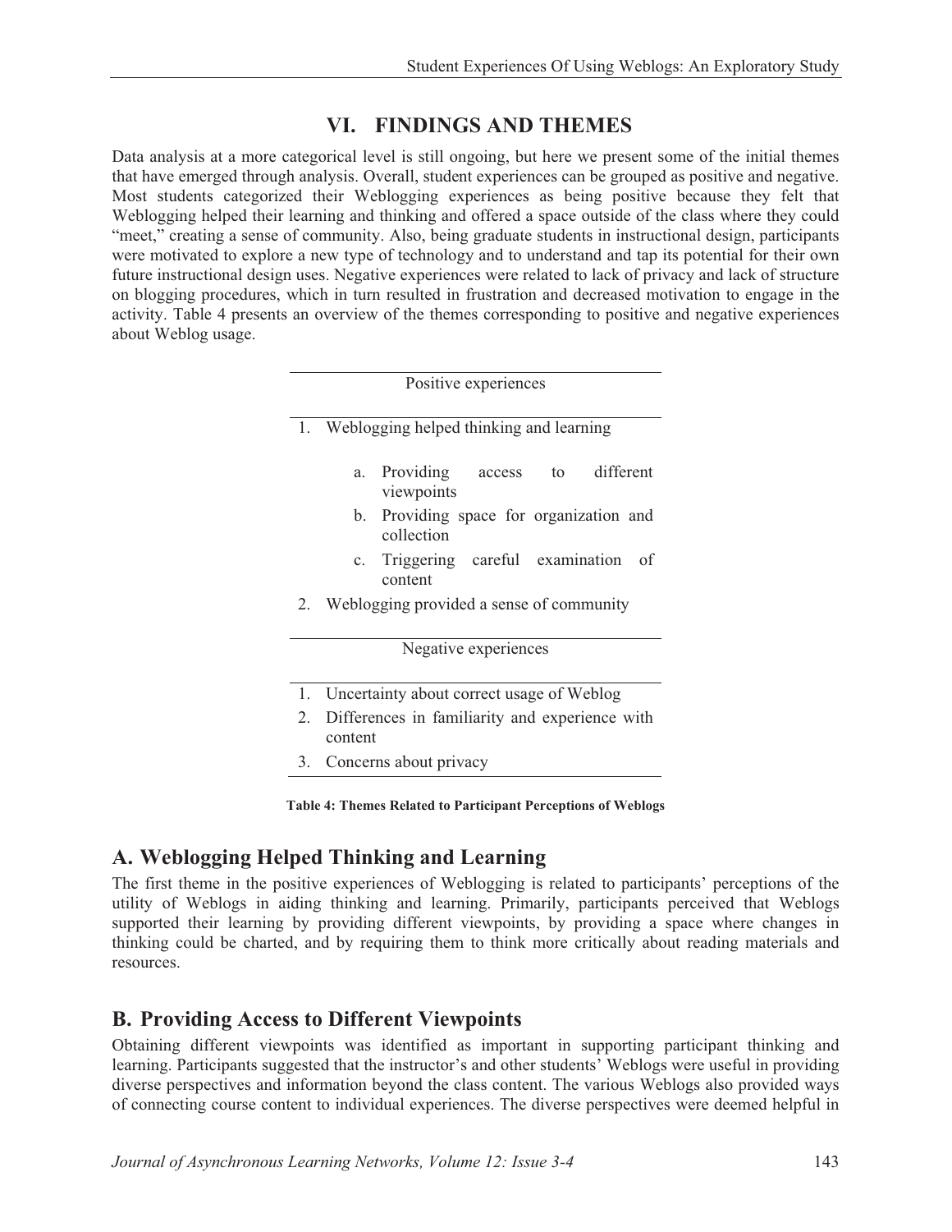## VI. FINDINGS AND THEMES

Data analysis at a more categorical level is still ongoing, but here we present some of the initial themes that have emerged through analysis. Overall, student experiences can be grouped as positive and negative. Most students categorized their Weblogging experiences as being positive because they felt that Weblogging helped their learning and thinking and offered a space outside of the class where they could "meet," creating a sense of community. Also, being graduate students in instructional design, participants were motivated to explore a new type of technology and to understand and tap its potential for their own future instructional design uses. Negative experiences were related to lack of privacy and lack of structure on blogging procedures, which in turn resulted in frustration and decreased motivation to engage in the activity. Table 4 presents an overview of the themes corresponding to positive and negative experiences about Weblog usage.

| Positive experiences |
|---|
| 1. Weblogging helped thinking and learning |
| a. Providing access to different viewpoints |
| b. Providing space for organization and collection |
| c. Triggering careful examination of content |
| 2. Weblogging provided a sense of community |
| **Negative experiences** |
| 1. Uncertainty about correct usage of Weblog |
| 2. Differences in familiarity and experience with content |
| 3. Concerns about privacy |

**Table 4: Themes Related to Participant Perceptions of Weblogs**

### A. Weblogging Helped Thinking and Learning

The first theme in the positive experiences of Weblogging is related to participants' perceptions of the utility of Weblogs in aiding thinking and learning. Primarily, participants perceived that Weblogs supported their learning by providing different viewpoints, by providing a space where changes in thinking could be charted, and by requiring them to think more critically about reading materials and resources.

### B. Providing Access to Different Viewpoints

Obtaining different viewpoints was identified as important in supporting participant thinking and learning. Participants suggested that the instructor's and other students' Weblogs were useful in providing diverse perspectives and information beyond the class content. The various Weblogs also provided ways of connecting course content to individual experiences. The diverse perspectives were deemed helpful in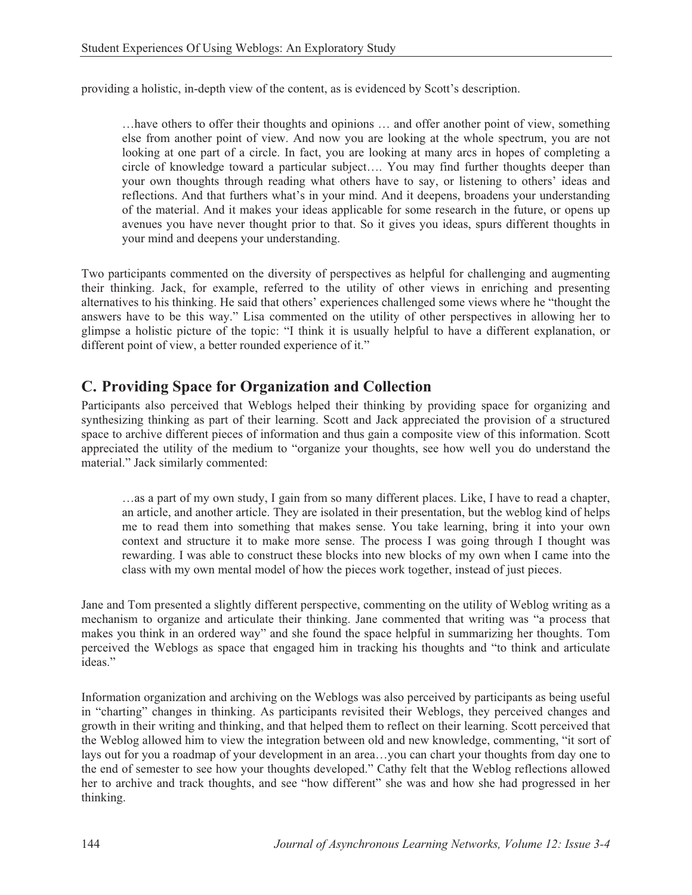providing a holistic, in-depth view of the content, as is evidenced by Scott's description.

> …have others to offer their thoughts and opinions … and offer another point of view, something else from another point of view. And now you are looking at the whole spectrum, you are not looking at one part of a circle. In fact, you are looking at many arcs in hopes of completing a circle of knowledge toward a particular subject…. You may find further thoughts deeper than your own thoughts through reading what others have to say, or listening to others' ideas and reflections. And that furthers what's in your mind. And it deepens, broadens your understanding of the material. And it makes your ideas applicable for some research in the future, or opens up avenues you have never thought prior to that. So it gives you ideas, spurs different thoughts in your mind and deepens your understanding.

Two participants commented on the diversity of perspectives as helpful for challenging and augmenting their thinking. Jack, for example, referred to the utility of other views in enriching and presenting alternatives to his thinking. He said that others' experiences challenged some views where he "thought the answers have to be this way." Lisa commented on the utility of other perspectives in allowing her to glimpse a holistic picture of the topic: "I think it is usually helpful to have a different explanation, or different point of view, a better rounded experience of it."

## C. Providing Space for Organization and Collection

Participants also perceived that Weblogs helped their thinking by providing space for organizing and synthesizing thinking as part of their learning. Scott and Jack appreciated the provision of a structured space to archive different pieces of information and thus gain a composite view of this information. Scott appreciated the utility of the medium to "organize your thoughts, see how well you do understand the material." Jack similarly commented:

> …as a part of my own study, I gain from so many different places. Like, I have to read a chapter, an article, and another article. They are isolated in their presentation, but the weblog kind of helps me to read them into something that makes sense. You take learning, bring it into your own context and structure it to make more sense. The process I was going through I thought was rewarding. I was able to construct these blocks into new blocks of my own when I came into the class with my own mental model of how the pieces work together, instead of just pieces.

Jane and Tom presented a slightly different perspective, commenting on the utility of Weblog writing as a mechanism to organize and articulate their thinking. Jane commented that writing was "a process that makes you think in an ordered way" and she found the space helpful in summarizing her thoughts. Tom perceived the Weblogs as space that engaged him in tracking his thoughts and "to think and articulate ideas."

Information organization and archiving on the Weblogs was also perceived by participants as being useful in "charting" changes in thinking. As participants revisited their Weblogs, they perceived changes and growth in their writing and thinking, and that helped them to reflect on their learning. Scott perceived that the Weblog allowed him to view the integration between old and new knowledge, commenting, "it sort of lays out for you a roadmap of your development in an area…you can chart your thoughts from day one to the end of semester to see how your thoughts developed." Cathy felt that the Weblog reflections allowed her to archive and track thoughts, and see "how different" she was and how she had progressed in her thinking.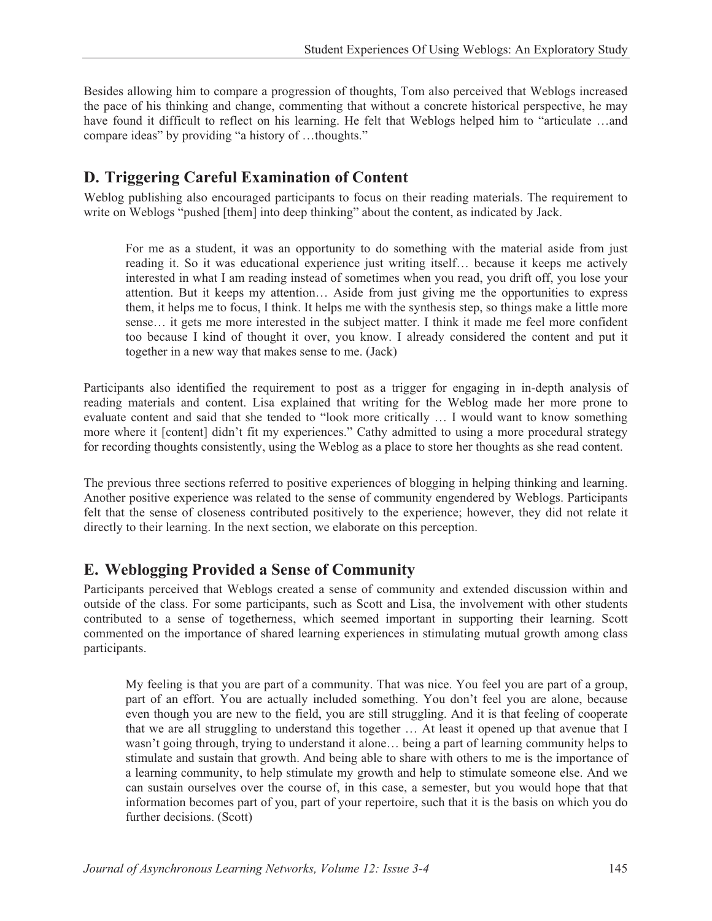Besides allowing him to compare a progression of thoughts, Tom also perceived that Weblogs increased the pace of his thinking and change, commenting that without a concrete historical perspective, he may have found it difficult to reflect on his learning. He felt that Weblogs helped him to "articulate …and compare ideas" by providing "a history of …thoughts."

## D. Triggering Careful Examination of Content

Weblog publishing also encouraged participants to focus on their reading materials. The requirement to write on Weblogs "pushed [them] into deep thinking" about the content, as indicated by Jack.

> For me as a student, it was an opportunity to do something with the material aside from just reading it. So it was educational experience just writing itself… because it keeps me actively interested in what I am reading instead of sometimes when you read, you drift off, you lose your attention. But it keeps my attention… Aside from just giving me the opportunities to express them, it helps me to focus, I think. It helps me with the synthesis step, so things make a little more sense… it gets me more interested in the subject matter. I think it made me feel more confident too because I kind of thought it over, you know. I already considered the content and put it together in a new way that makes sense to me. (Jack)

Participants also identified the requirement to post as a trigger for engaging in in-depth analysis of reading materials and content. Lisa explained that writing for the Weblog made her more prone to evaluate content and said that she tended to "look more critically … I would want to know something more where it [content] didn't fit my experiences." Cathy admitted to using a more procedural strategy for recording thoughts consistently, using the Weblog as a place to store her thoughts as she read content.

The previous three sections referred to positive experiences of blogging in helping thinking and learning. Another positive experience was related to the sense of community engendered by Weblogs. Participants felt that the sense of closeness contributed positively to the experience; however, they did not relate it directly to their learning. In the next section, we elaborate on this perception.

## E. Weblogging Provided a Sense of Community

Participants perceived that Weblogs created a sense of community and extended discussion within and outside of the class. For some participants, such as Scott and Lisa, the involvement with other students contributed to a sense of togetherness, which seemed important in supporting their learning. Scott commented on the importance of shared learning experiences in stimulating mutual growth among class participants.

> My feeling is that you are part of a community. That was nice. You feel you are part of a group, part of an effort. You are actually included something. You don't feel you are alone, because even though you are new to the field, you are still struggling. And it is that feeling of cooperate that we are all struggling to understand this together … At least it opened up that avenue that I wasn't going through, trying to understand it alone… being a part of learning community helps to stimulate and sustain that growth. And being able to share with others to me is the importance of a learning community, to help stimulate my growth and help to stimulate someone else. And we can sustain ourselves over the course of, in this case, a semester, but you would hope that that information becomes part of you, part of your repertoire, such that it is the basis on which you do further decisions. (Scott)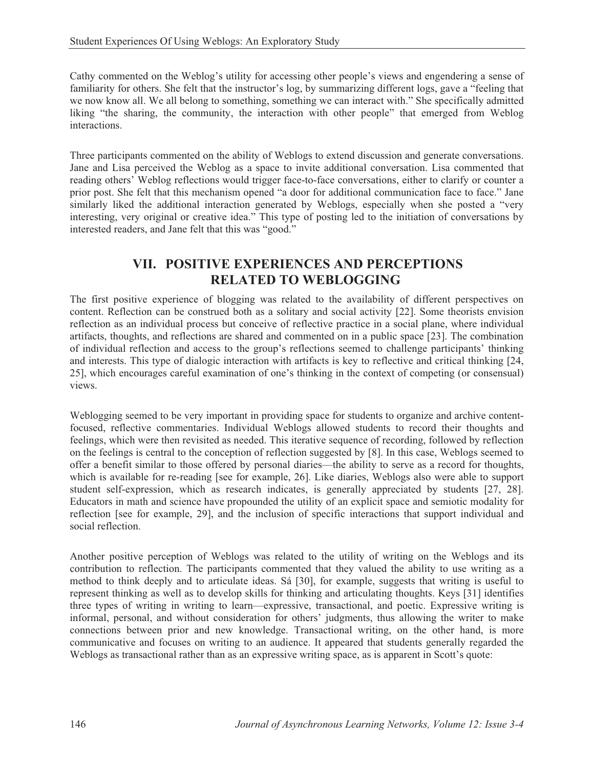Cathy commented on the Weblog's utility for accessing other people's views and engendering a sense of familiarity for others. She felt that the instructor's log, by summarizing different logs, gave a "feeling that we now know all. We all belong to something, something we can interact with." She specifically admitted liking "the sharing, the community, the interaction with other people" that emerged from Weblog interactions.

Three participants commented on the ability of Weblogs to extend discussion and generate conversations. Jane and Lisa perceived the Weblog as a space to invite additional conversation. Lisa commented that reading others' Weblog reflections would trigger face-to-face conversations, either to clarify or counter a prior post. She felt that this mechanism opened "a door for additional communication face to face." Jane similarly liked the additional interaction generated by Weblogs, especially when she posted a "very interesting, very original or creative idea." This type of posting led to the initiation of conversations by interested readers, and Jane felt that this was "good."

## VII. POSITIVE EXPERIENCES AND PERCEPTIONS RELATED TO WEBLOGGING

The first positive experience of blogging was related to the availability of different perspectives on content. Reflection can be construed both as a solitary and social activity [22]. Some theorists envision reflection as an individual process but conceive of reflective practice in a social plane, where individual artifacts, thoughts, and reflections are shared and commented on in a public space [23]. The combination of individual reflection and access to the group's reflections seemed to challenge participants' thinking and interests. This type of dialogic interaction with artifacts is key to reflective and critical thinking [24, 25], which encourages careful examination of one's thinking in the context of competing (or consensual) views.

Weblogging seemed to be very important in providing space for students to organize and archive content-focused, reflective commentaries. Individual Weblogs allowed students to record their thoughts and feelings, which were then revisited as needed. This iterative sequence of recording, followed by reflection on the feelings is central to the conception of reflection suggested by [8]. In this case, Weblogs seemed to offer a benefit similar to those offered by personal diaries—the ability to serve as a record for thoughts, which is available for re-reading [see for example, 26]. Like diaries, Weblogs also were able to support student self-expression, which as research indicates, is generally appreciated by students [27, 28]. Educators in math and science have propounded the utility of an explicit space and semiotic modality for reflection [see for example, 29], and the inclusion of specific interactions that support individual and social reflection.

Another positive perception of Weblogs was related to the utility of writing on the Weblogs and its contribution to reflection. The participants commented that they valued the ability to use writing as a method to think deeply and to articulate ideas. Sá [30], for example, suggests that writing is useful to represent thinking as well as to develop skills for thinking and articulating thoughts. Keys [31] identifies three types of writing in writing to learn—expressive, transactional, and poetic. Expressive writing is informal, personal, and without consideration for others' judgments, thus allowing the writer to make connections between prior and new knowledge. Transactional writing, on the other hand, is more communicative and focuses on writing to an audience. It appeared that students generally regarded the Weblogs as transactional rather than as an expressive writing space, as is apparent in Scott's quote: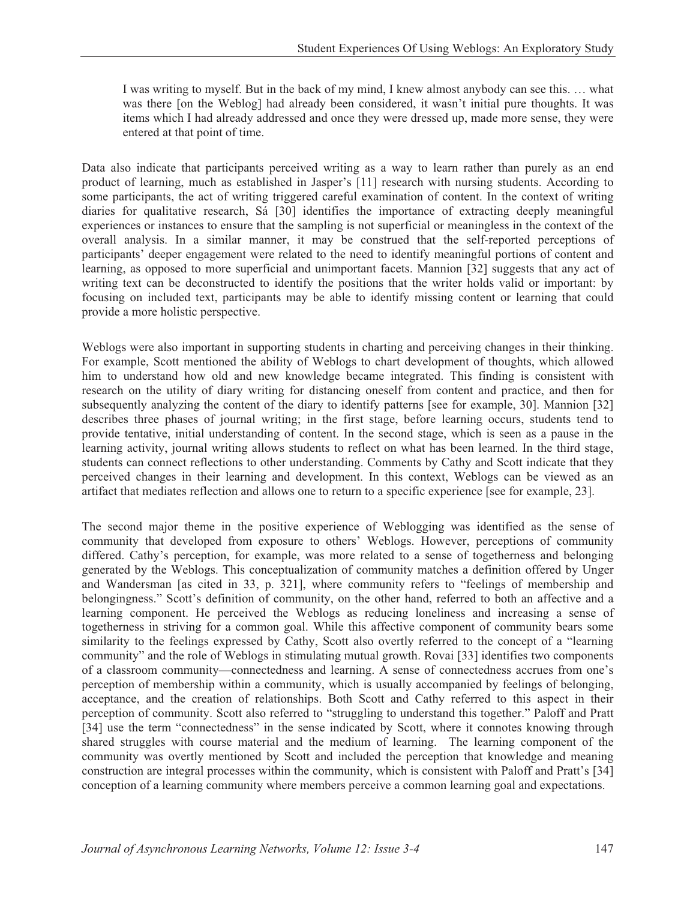> I was writing to myself. But in the back of my mind, I knew almost anybody can see this. … what was there [on the Weblog] had already been considered, it wasn't initial pure thoughts. It was items which I had already addressed and once they were dressed up, made more sense, they were entered at that point of time.

Data also indicate that participants perceived writing as a way to learn rather than purely as an end product of learning, much as established in Jasper's [11] research with nursing students. According to some participants, the act of writing triggered careful examination of content. In the context of writing diaries for qualitative research, Sá [30] identifies the importance of extracting deeply meaningful experiences or instances to ensure that the sampling is not superficial or meaningless in the context of the overall analysis. In a similar manner, it may be construed that the self-reported perceptions of participants' deeper engagement were related to the need to identify meaningful portions of content and learning, as opposed to more superficial and unimportant facets. Mannion [32] suggests that any act of writing text can be deconstructed to identify the positions that the writer holds valid or important: by focusing on included text, participants may be able to identify missing content or learning that could provide a more holistic perspective.

Weblogs were also important in supporting students in charting and perceiving changes in their thinking. For example, Scott mentioned the ability of Weblogs to chart development of thoughts, which allowed him to understand how old and new knowledge became integrated. This finding is consistent with research on the utility of diary writing for distancing oneself from content and practice, and then for subsequently analyzing the content of the diary to identify patterns [see for example, 30]. Mannion [32] describes three phases of journal writing; in the first stage, before learning occurs, students tend to provide tentative, initial understanding of content. In the second stage, which is seen as a pause in the learning activity, journal writing allows students to reflect on what has been learned. In the third stage, students can connect reflections to other understanding. Comments by Cathy and Scott indicate that they perceived changes in their learning and development. In this context, Weblogs can be viewed as an artifact that mediates reflection and allows one to return to a specific experience [see for example, 23].

The second major theme in the positive experience of Weblogging was identified as the sense of community that developed from exposure to others' Weblogs. However, perceptions of community differed. Cathy's perception, for example, was more related to a sense of togetherness and belonging generated by the Weblogs. This conceptualization of community matches a definition offered by Unger and Wandersman [as cited in 33, p. 321], where community refers to "feelings of membership and belongingness." Scott's definition of community, on the other hand, referred to both an affective and a learning component. He perceived the Weblogs as reducing loneliness and increasing a sense of togetherness in striving for a common goal. While this affective component of community bears some similarity to the feelings expressed by Cathy, Scott also overtly referred to the concept of a "learning community" and the role of Weblogs in stimulating mutual growth. Rovai [33] identifies two components of a classroom community—connectedness and learning. A sense of connectedness accrues from one's perception of membership within a community, which is usually accompanied by feelings of belonging, acceptance, and the creation of relationships. Both Scott and Cathy referred to this aspect in their perception of community. Scott also referred to "struggling to understand this together." Paloff and Pratt [34] use the term "connectedness" in the sense indicated by Scott, where it connotes knowing through shared struggles with course material and the medium of learning. The learning component of the community was overtly mentioned by Scott and included the perception that knowledge and meaning construction are integral processes within the community, which is consistent with Paloff and Pratt's [34] conception of a learning community where members perceive a common learning goal and expectations.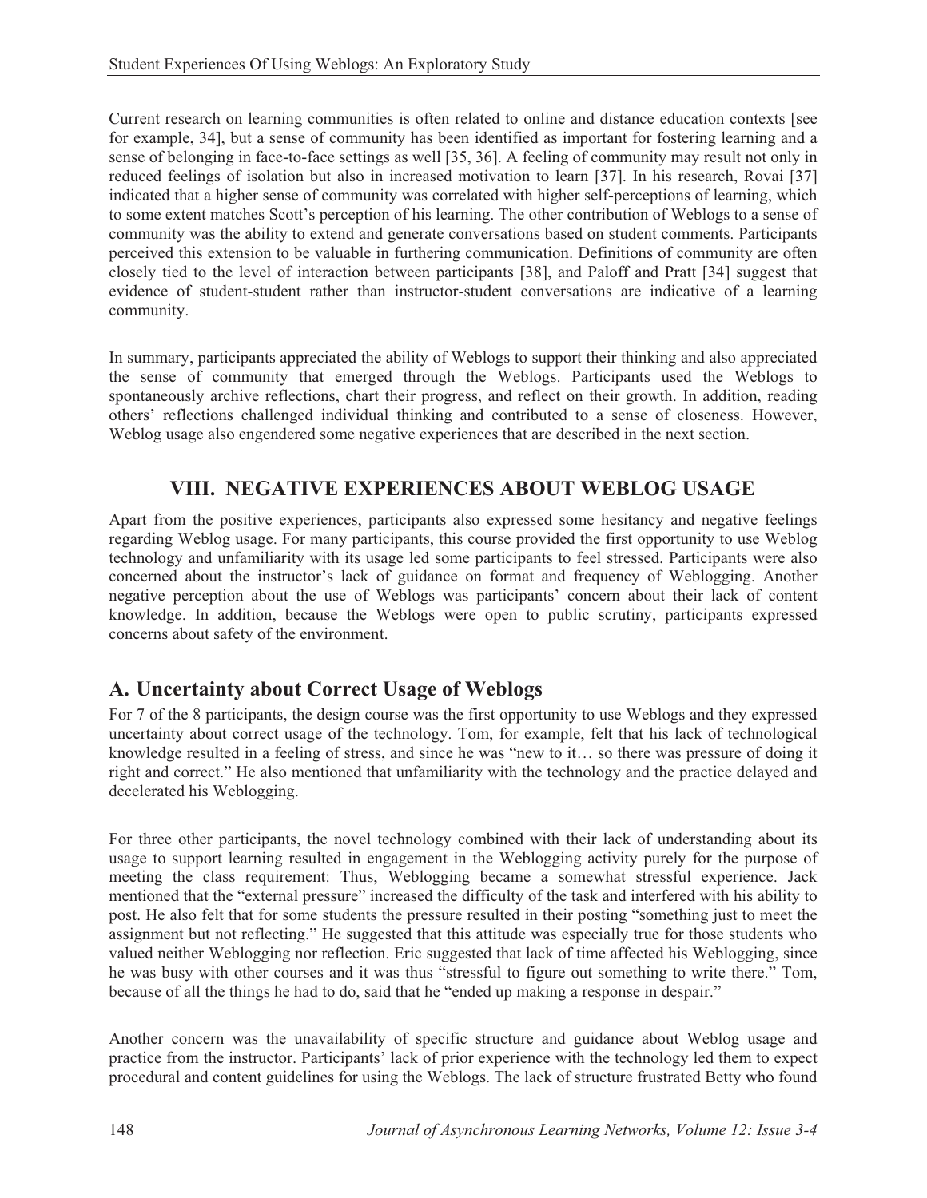Current research on learning communities is often related to online and distance education contexts [see for example, 34], but a sense of community has been identified as important for fostering learning and a sense of belonging in face-to-face settings as well [35, 36]. A feeling of community may result not only in reduced feelings of isolation but also in increased motivation to learn [37]. In his research, Rovai [37] indicated that a higher sense of community was correlated with higher self-perceptions of learning, which to some extent matches Scott's perception of his learning. The other contribution of Weblogs to a sense of community was the ability to extend and generate conversations based on student comments. Participants perceived this extension to be valuable in furthering communication. Definitions of community are often closely tied to the level of interaction between participants [38], and Paloff and Pratt [34] suggest that evidence of student-student rather than instructor-student conversations are indicative of a learning community.

In summary, participants appreciated the ability of Weblogs to support their thinking and also appreciated the sense of community that emerged through the Weblogs. Participants used the Weblogs to spontaneously archive reflections, chart their progress, and reflect on their growth. In addition, reading others' reflections challenged individual thinking and contributed to a sense of closeness. However, Weblog usage also engendered some negative experiences that are described in the next section.

## VIII. NEGATIVE EXPERIENCES ABOUT WEBLOG USAGE

Apart from the positive experiences, participants also expressed some hesitancy and negative feelings regarding Weblog usage. For many participants, this course provided the first opportunity to use Weblog technology and unfamiliarity with its usage led some participants to feel stressed. Participants were also concerned about the instructor's lack of guidance on format and frequency of Weblogging. Another negative perception about the use of Weblogs was participants' concern about their lack of content knowledge. In addition, because the Weblogs were open to public scrutiny, participants expressed concerns about safety of the environment.

### A. Uncertainty about Correct Usage of Weblogs

For 7 of the 8 participants, the design course was the first opportunity to use Weblogs and they expressed uncertainty about correct usage of the technology. Tom, for example, felt that his lack of technological knowledge resulted in a feeling of stress, and since he was "new to it… so there was pressure of doing it right and correct." He also mentioned that unfamiliarity with the technology and the practice delayed and decelerated his Weblogging.

For three other participants, the novel technology combined with their lack of understanding about its usage to support learning resulted in engagement in the Weblogging activity purely for the purpose of meeting the class requirement: Thus, Weblogging became a somewhat stressful experience. Jack mentioned that the "external pressure" increased the difficulty of the task and interfered with his ability to post. He also felt that for some students the pressure resulted in their posting "something just to meet the assignment but not reflecting." He suggested that this attitude was especially true for those students who valued neither Weblogging nor reflection. Eric suggested that lack of time affected his Weblogging, since he was busy with other courses and it was thus "stressful to figure out something to write there." Tom, because of all the things he had to do, said that he "ended up making a response in despair."

Another concern was the unavailability of specific structure and guidance about Weblog usage and practice from the instructor. Participants' lack of prior experience with the technology led them to expect procedural and content guidelines for using the Weblogs. The lack of structure frustrated Betty who found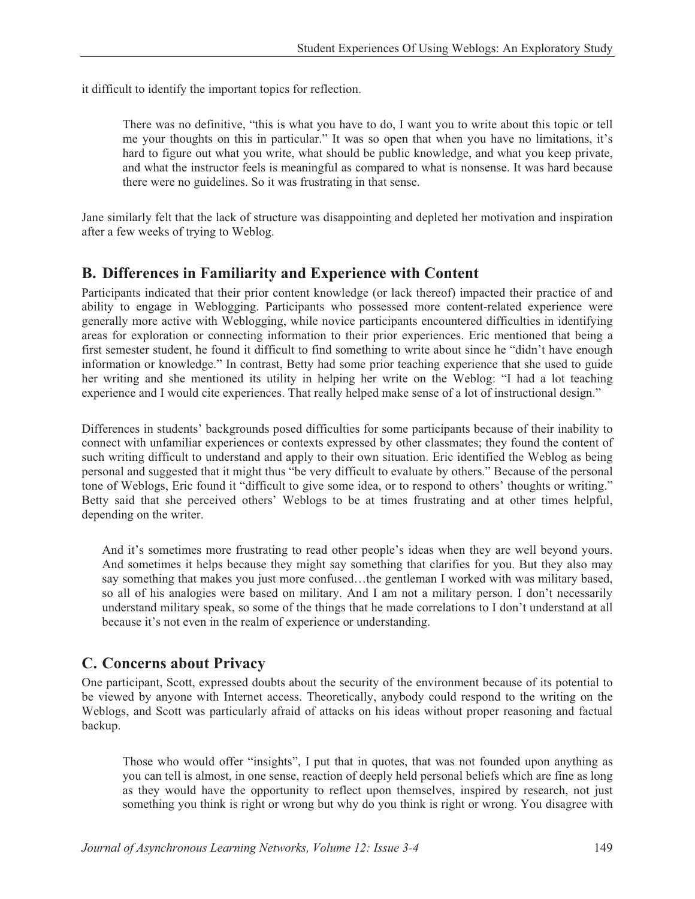it difficult to identify the important topics for reflection.

> There was no definitive, "this is what you have to do, I want you to write about this topic or tell me your thoughts on this in particular." It was so open that when you have no limitations, it's hard to figure out what you write, what should be public knowledge, and what you keep private, and what the instructor feels is meaningful as compared to what is nonsense. It was hard because there were no guidelines. So it was frustrating in that sense.

Jane similarly felt that the lack of structure was disappointing and depleted her motivation and inspiration after a few weeks of trying to Weblog.

## B. Differences in Familiarity and Experience with Content

Participants indicated that their prior content knowledge (or lack thereof) impacted their practice of and ability to engage in Weblogging. Participants who possessed more content-related experience were generally more active with Weblogging, while novice participants encountered difficulties in identifying areas for exploration or connecting information to their prior experiences. Eric mentioned that being a first semester student, he found it difficult to find something to write about since he "didn't have enough information or knowledge." In contrast, Betty had some prior teaching experience that she used to guide her writing and she mentioned its utility in helping her write on the Weblog: "I had a lot teaching experience and I would cite experiences. That really helped make sense of a lot of instructional design."

Differences in students' backgrounds posed difficulties for some participants because of their inability to connect with unfamiliar experiences or contexts expressed by other classmates; they found the content of such writing difficult to understand and apply to their own situation. Eric identified the Weblog as being personal and suggested that it might thus "be very difficult to evaluate by others." Because of the personal tone of Weblogs, Eric found it "difficult to give some idea, or to respond to others' thoughts or writing." Betty said that she perceived others' Weblogs to be at times frustrating and at other times helpful, depending on the writer.

> And it's sometimes more frustrating to read other people's ideas when they are well beyond yours. And sometimes it helps because they might say something that clarifies for you. But they also may say something that makes you just more confused…the gentleman I worked with was military based, so all of his analogies were based on military. And I am not a military person. I don't necessarily understand military speak, so some of the things that he made correlations to I don't understand at all because it's not even in the realm of experience or understanding.

## C. Concerns about Privacy

One participant, Scott, expressed doubts about the security of the environment because of its potential to be viewed by anyone with Internet access. Theoretically, anybody could respond to the writing on the Weblogs, and Scott was particularly afraid of attacks on his ideas without proper reasoning and factual backup.

> Those who would offer "insights", I put that in quotes, that was not founded upon anything as you can tell is almost, in one sense, reaction of deeply held personal beliefs which are fine as long as they would have the opportunity to reflect upon themselves, inspired by research, not just something you think is right or wrong but why do you think is right or wrong. You disagree with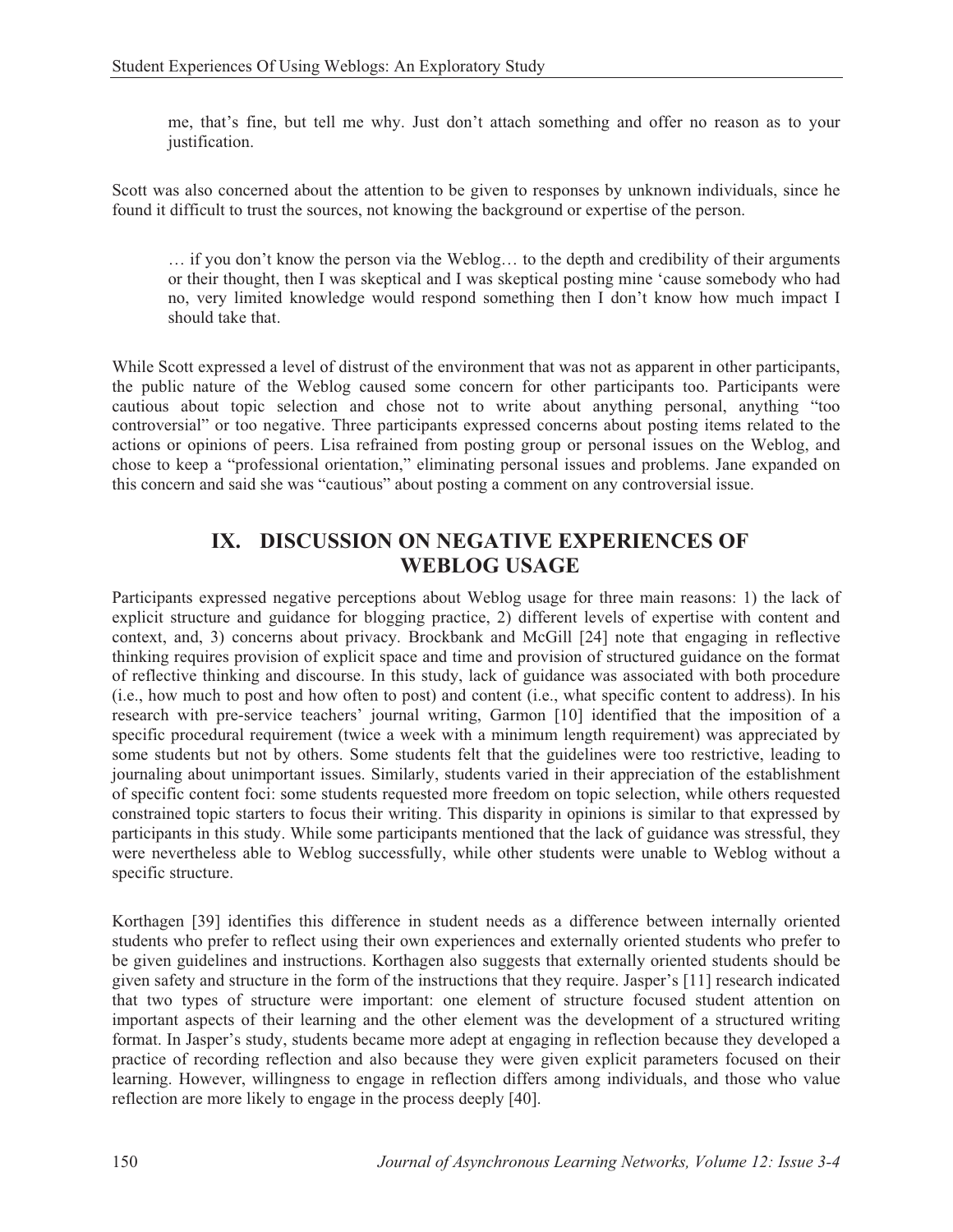> me, that's fine, but tell me why. Just don't attach something and offer no reason as to your justification.

Scott was also concerned about the attention to be given to responses by unknown individuals, since he found it difficult to trust the sources, not knowing the background or expertise of the person.

> … if you don't know the person via the Weblog… to the depth and credibility of their arguments or their thought, then I was skeptical and I was skeptical posting mine 'cause somebody who had no, very limited knowledge would respond something then I don't know how much impact I should take that.

While Scott expressed a level of distrust of the environment that was not as apparent in other participants, the public nature of the Weblog caused some concern for other participants too. Participants were cautious about topic selection and chose not to write about anything personal, anything "too controversial" or too negative. Three participants expressed concerns about posting items related to the actions or opinions of peers. Lisa refrained from posting group or personal issues on the Weblog, and chose to keep a "professional orientation," eliminating personal issues and problems. Jane expanded on this concern and said she was "cautious" about posting a comment on any controversial issue.

## IX. DISCUSSION ON NEGATIVE EXPERIENCES OF WEBLOG USAGE

Participants expressed negative perceptions about Weblog usage for three main reasons: 1) the lack of explicit structure and guidance for blogging practice, 2) different levels of expertise with content and context, and, 3) concerns about privacy. Brockbank and McGill [24] note that engaging in reflective thinking requires provision of explicit space and time and provision of structured guidance on the format of reflective thinking and discourse. In this study, lack of guidance was associated with both procedure (i.e., how much to post and how often to post) and content (i.e., what specific content to address). In his research with pre-service teachers' journal writing, Garmon [10] identified that the imposition of a specific procedural requirement (twice a week with a minimum length requirement) was appreciated by some students but not by others. Some students felt that the guidelines were too restrictive, leading to journaling about unimportant issues. Similarly, students varied in their appreciation of the establishment of specific content foci: some students requested more freedom on topic selection, while others requested constrained topic starters to focus their writing. This disparity in opinions is similar to that expressed by participants in this study. While some participants mentioned that the lack of guidance was stressful, they were nevertheless able to Weblog successfully, while other students were unable to Weblog without a specific structure.

Korthagen [39] identifies this difference in student needs as a difference between internally oriented students who prefer to reflect using their own experiences and externally oriented students who prefer to be given guidelines and instructions. Korthagen also suggests that externally oriented students should be given safety and structure in the form of the instructions that they require. Jasper's [11] research indicated that two types of structure were important: one element of structure focused student attention on important aspects of their learning and the other element was the development of a structured writing format. In Jasper's study, students became more adept at engaging in reflection because they developed a practice of recording reflection and also because they were given explicit parameters focused on their learning. However, willingness to engage in reflection differs among individuals, and those who value reflection are more likely to engage in the process deeply [40].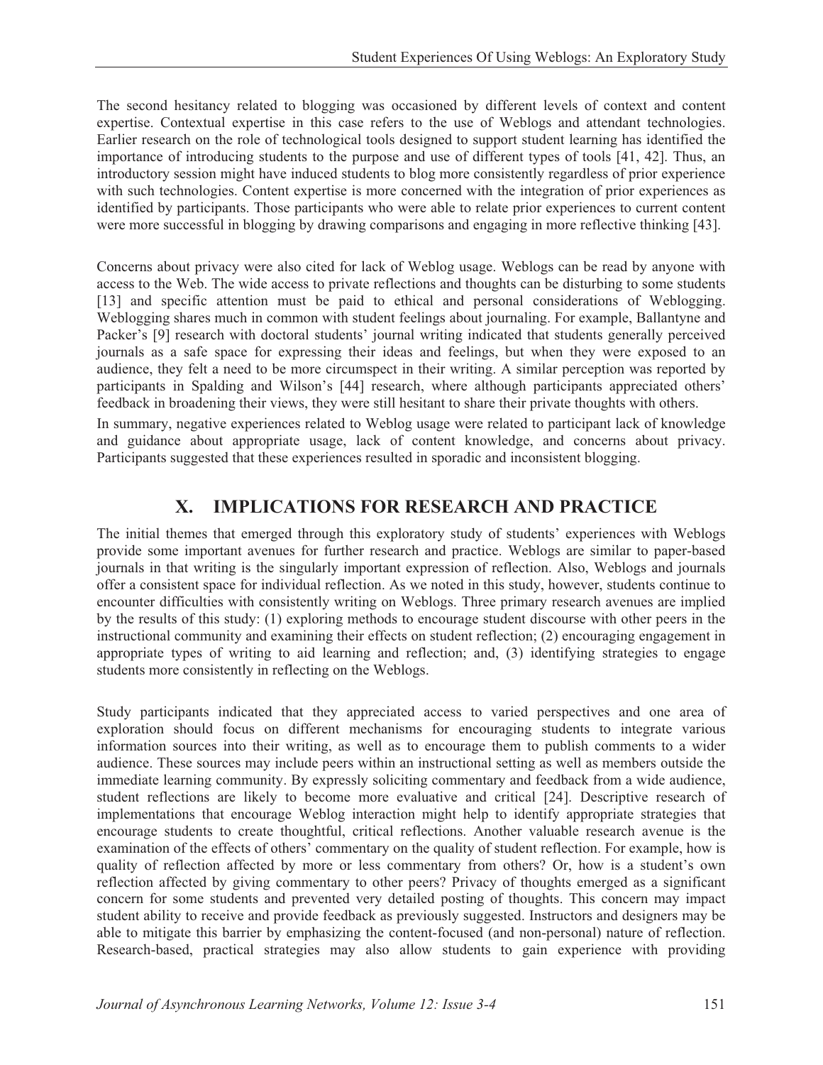The second hesitancy related to blogging was occasioned by different levels of context and content expertise. Contextual expertise in this case refers to the use of Weblogs and attendant technologies. Earlier research on the role of technological tools designed to support student learning has identified the importance of introducing students to the purpose and use of different types of tools [41, 42]. Thus, an introductory session might have induced students to blog more consistently regardless of prior experience with such technologies. Content expertise is more concerned with the integration of prior experiences as identified by participants. Those participants who were able to relate prior experiences to current content were more successful in blogging by drawing comparisons and engaging in more reflective thinking [43].

Concerns about privacy were also cited for lack of Weblog usage. Weblogs can be read by anyone with access to the Web. The wide access to private reflections and thoughts can be disturbing to some students [13] and specific attention must be paid to ethical and personal considerations of Weblogging. Weblogging shares much in common with student feelings about journaling. For example, Ballantyne and Packer's [9] research with doctoral students' journal writing indicated that students generally perceived journals as a safe space for expressing their ideas and feelings, but when they were exposed to an audience, they felt a need to be more circumspect in their writing. A similar perception was reported by participants in Spalding and Wilson's [44] research, where although participants appreciated others' feedback in broadening their views, they were still hesitant to share their private thoughts with others.

In summary, negative experiences related to Weblog usage were related to participant lack of knowledge and guidance about appropriate usage, lack of content knowledge, and concerns about privacy. Participants suggested that these experiences resulted in sporadic and inconsistent blogging.

## X. IMPLICATIONS FOR RESEARCH AND PRACTICE

The initial themes that emerged through this exploratory study of students' experiences with Weblogs provide some important avenues for further research and practice. Weblogs are similar to paper-based journals in that writing is the singularly important expression of reflection. Also, Weblogs and journals offer a consistent space for individual reflection. As we noted in this study, however, students continue to encounter difficulties with consistently writing on Weblogs. Three primary research avenues are implied by the results of this study: (1) exploring methods to encourage student discourse with other peers in the instructional community and examining their effects on student reflection; (2) encouraging engagement in appropriate types of writing to aid learning and reflection; and, (3) identifying strategies to engage students more consistently in reflecting on the Weblogs.

Study participants indicated that they appreciated access to varied perspectives and one area of exploration should focus on different mechanisms for encouraging students to integrate various information sources into their writing, as well as to encourage them to publish comments to a wider audience. These sources may include peers within an instructional setting as well as members outside the immediate learning community. By expressly soliciting commentary and feedback from a wide audience, student reflections are likely to become more evaluative and critical [24]. Descriptive research of implementations that encourage Weblog interaction might help to identify appropriate strategies that encourage students to create thoughtful, critical reflections. Another valuable research avenue is the examination of the effects of others' commentary on the quality of student reflection. For example, how is quality of reflection affected by more or less commentary from others? Or, how is a student's own reflection affected by giving commentary to other peers? Privacy of thoughts emerged as a significant concern for some students and prevented very detailed posting of thoughts. This concern may impact student ability to receive and provide feedback as previously suggested. Instructors and designers may be able to mitigate this barrier by emphasizing the content-focused (and non-personal) nature of reflection. Research-based, practical strategies may also allow students to gain experience with providing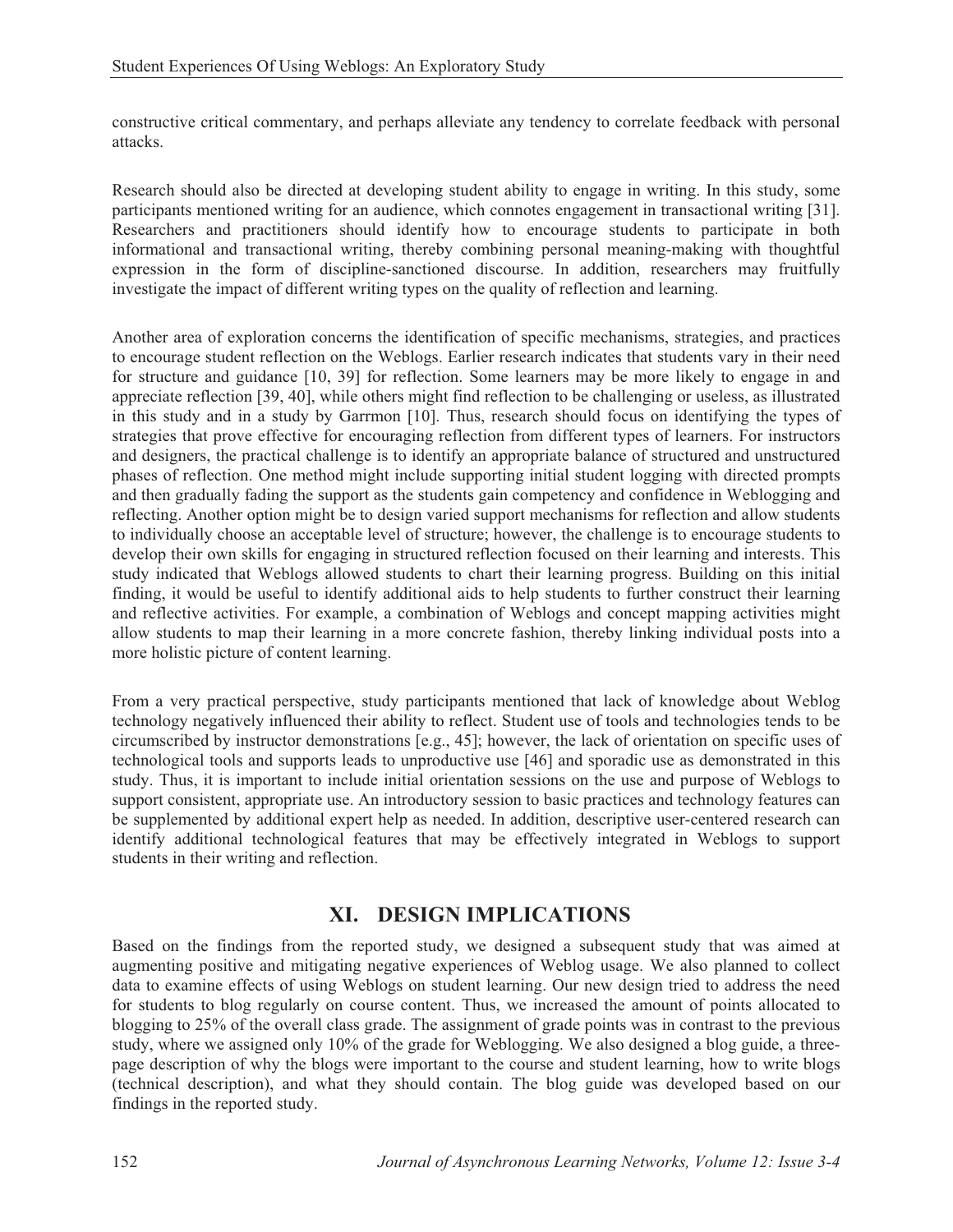constructive critical commentary, and perhaps alleviate any tendency to correlate feedback with personal attacks.

Research should also be directed at developing student ability to engage in writing. In this study, some participants mentioned writing for an audience, which connotes engagement in transactional writing [31]. Researchers and practitioners should identify how to encourage students to participate in both informational and transactional writing, thereby combining personal meaning-making with thoughtful expression in the form of discipline-sanctioned discourse. In addition, researchers may fruitfully investigate the impact of different writing types on the quality of reflection and learning.

Another area of exploration concerns the identification of specific mechanisms, strategies, and practices to encourage student reflection on the Weblogs. Earlier research indicates that students vary in their need for structure and guidance [10, 39] for reflection. Some learners may be more likely to engage in and appreciate reflection [39, 40], while others might find reflection to be challenging or useless, as illustrated in this study and in a study by Garrmon [10]. Thus, research should focus on identifying the types of strategies that prove effective for encouraging reflection from different types of learners. For instructors and designers, the practical challenge is to identify an appropriate balance of structured and unstructured phases of reflection. One method might include supporting initial student logging with directed prompts and then gradually fading the support as the students gain competency and confidence in Weblogging and reflecting. Another option might be to design varied support mechanisms for reflection and allow students to individually choose an acceptable level of structure; however, the challenge is to encourage students to develop their own skills for engaging in structured reflection focused on their learning and interests. This study indicated that Weblogs allowed students to chart their learning progress. Building on this initial finding, it would be useful to identify additional aids to help students to further construct their learning and reflective activities. For example, a combination of Weblogs and concept mapping activities might allow students to map their learning in a more concrete fashion, thereby linking individual posts into a more holistic picture of content learning.

From a very practical perspective, study participants mentioned that lack of knowledge about Weblog technology negatively influenced their ability to reflect. Student use of tools and technologies tends to be circumscribed by instructor demonstrations [e.g., 45]; however, the lack of orientation on specific uses of technological tools and supports leads to unproductive use [46] and sporadic use as demonstrated in this study. Thus, it is important to include initial orientation sessions on the use and purpose of Weblogs to support consistent, appropriate use. An introductory session to basic practices and technology features can be supplemented by additional expert help as needed. In addition, descriptive user-centered research can identify additional technological features that may be effectively integrated in Weblogs to support students in their writing and reflection.

## XI. DESIGN IMPLICATIONS

Based on the findings from the reported study, we designed a subsequent study that was aimed at augmenting positive and mitigating negative experiences of Weblog usage. We also planned to collect data to examine effects of using Weblogs on student learning. Our new design tried to address the need for students to blog regularly on course content. Thus, we increased the amount of points allocated to blogging to 25% of the overall class grade. The assignment of grade points was in contrast to the previous study, where we assigned only 10% of the grade for Weblogging. We also designed a blog guide, a three-page description of why the blogs were important to the course and student learning, how to write blogs (technical description), and what they should contain. The blog guide was developed based on our findings in the reported study.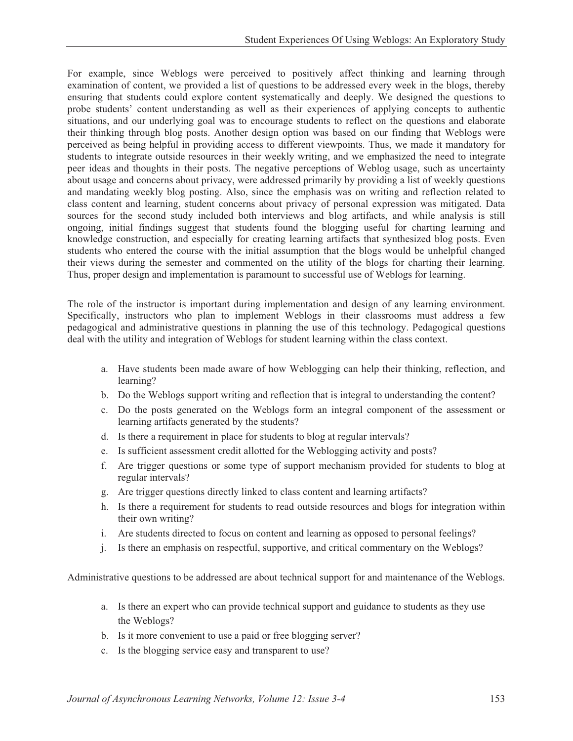For example, since Weblogs were perceived to positively affect thinking and learning through examination of content, we provided a list of questions to be addressed every week in the blogs, thereby ensuring that students could explore content systematically and deeply. We designed the questions to probe students' content understanding as well as their experiences of applying concepts to authentic situations, and our underlying goal was to encourage students to reflect on the questions and elaborate their thinking through blog posts. Another design option was based on our finding that Weblogs were perceived as being helpful in providing access to different viewpoints. Thus, we made it mandatory for students to integrate outside resources in their weekly writing, and we emphasized the need to integrate peer ideas and thoughts in their posts. The negative perceptions of Weblog usage, such as uncertainty about usage and concerns about privacy, were addressed primarily by providing a list of weekly questions and mandating weekly blog posting. Also, since the emphasis was on writing and reflection related to class content and learning, student concerns about privacy of personal expression was mitigated. Data sources for the second study included both interviews and blog artifacts, and while analysis is still ongoing, initial findings suggest that students found the blogging useful for charting learning and knowledge construction, and especially for creating learning artifacts that synthesized blog posts. Even students who entered the course with the initial assumption that the blogs would be unhelpful changed their views during the semester and commented on the utility of the blogs for charting their learning. Thus, proper design and implementation is paramount to successful use of Weblogs for learning.

The role of the instructor is important during implementation and design of any learning environment. Specifically, instructors who plan to implement Weblogs in their classrooms must address a few pedagogical and administrative questions in planning the use of this technology. Pedagogical questions deal with the utility and integration of Weblogs for student learning within the class context.

a. Have students been made aware of how Weblogging can help their thinking, reflection, and learning?
b. Do the Weblogs support writing and reflection that is integral to understanding the content?
c. Do the posts generated on the Weblogs form an integral component of the assessment or learning artifacts generated by the students?
d. Is there a requirement in place for students to blog at regular intervals?
e. Is sufficient assessment credit allotted for the Weblogging activity and posts?
f. Are trigger questions or some type of support mechanism provided for students to blog at regular intervals?
g. Are trigger questions directly linked to class content and learning artifacts?
h. Is there a requirement for students to read outside resources and blogs for integration within their own writing?
i. Are students directed to focus on content and learning as opposed to personal feelings?
j. Is there an emphasis on respectful, supportive, and critical commentary on the Weblogs?

Administrative questions to be addressed are about technical support for and maintenance of the Weblogs.

a. Is there an expert who can provide technical support and guidance to students as they use the Weblogs?
b. Is it more convenient to use a paid or free blogging server?
c. Is the blogging service easy and transparent to use?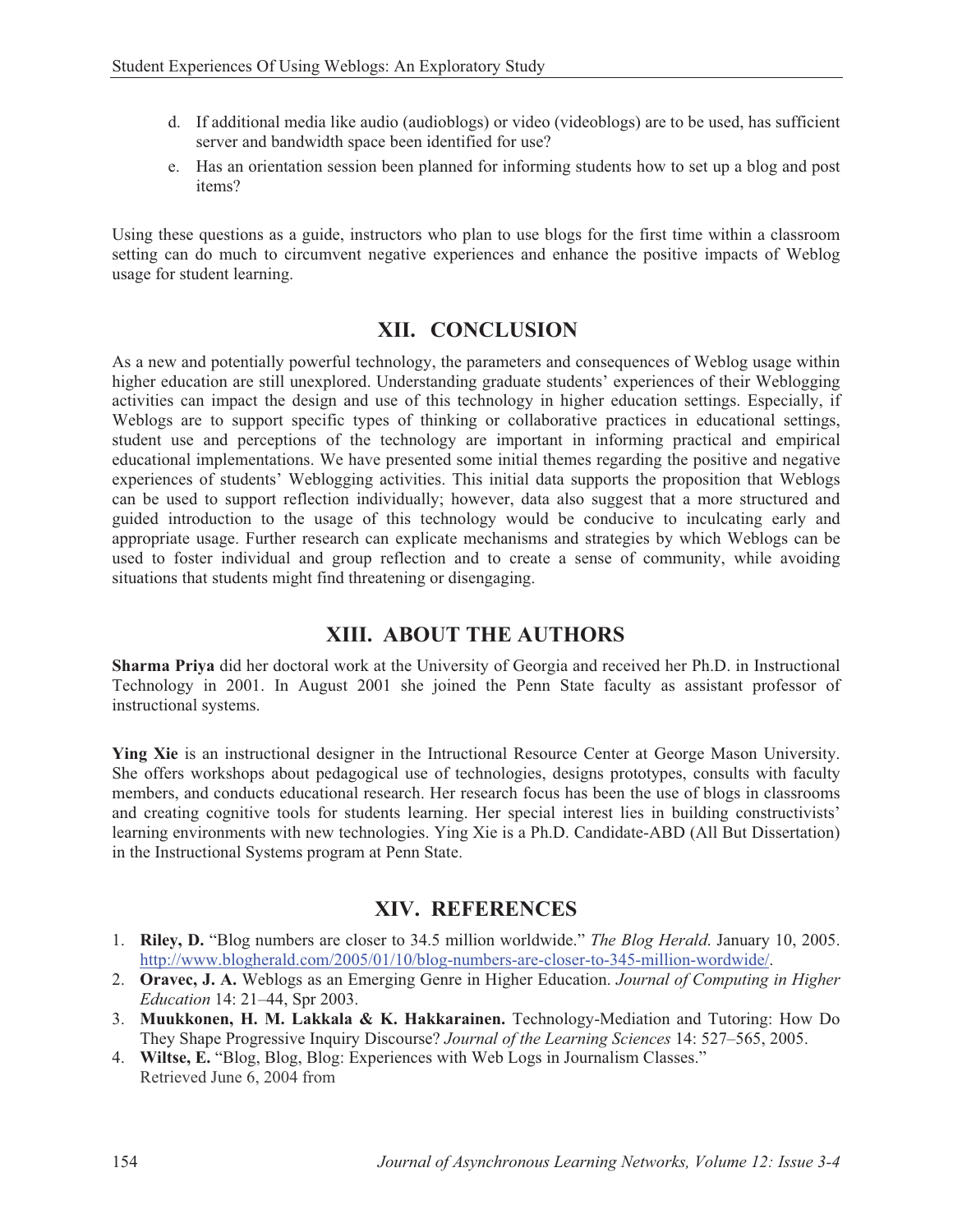d. If additional media like audio (audioblogs) or video (videoblogs) are to be used, has sufficient server and bandwidth space been identified for use?

e. Has an orientation session been planned for informing students how to set up a blog and post items?

Using these questions as a guide, instructors who plan to use blogs for the first time within a classroom setting can do much to circumvent negative experiences and enhance the positive impacts of Weblog usage for student learning.

## XII. CONCLUSION

As a new and potentially powerful technology, the parameters and consequences of Weblog usage within higher education are still unexplored. Understanding graduate students' experiences of their Weblogging activities can impact the design and use of this technology in higher education settings. Especially, if Weblogs are to support specific types of thinking or collaborative practices in educational settings, student use and perceptions of the technology are important in informing practical and empirical educational implementations. We have presented some initial themes regarding the positive and negative experiences of students' Weblogging activities. This initial data supports the proposition that Weblogs can be used to support reflection individually; however, data also suggest that a more structured and guided introduction to the usage of this technology would be conducive to inculcating early and appropriate usage. Further research can explicate mechanisms and strategies by which Weblogs can be used to foster individual and group reflection and to create a sense of community, while avoiding situations that students might find threatening or disengaging.

## XIII. ABOUT THE AUTHORS

**Sharma Priya** did her doctoral work at the University of Georgia and received her Ph.D. in Instructional Technology in 2001. In August 2001 she joined the Penn State faculty as assistant professor of instructional systems.

**Ying Xie** is an instructional designer in the Intructional Resource Center at George Mason University. She offers workshops about pedagogical use of technologies, designs prototypes, consults with faculty members, and conducts educational research. Her research focus has been the use of blogs in classrooms and creating cognitive tools for students learning. Her special interest lies in building constructivists' learning environments with new technologies. Ying Xie is a Ph.D. Candidate-ABD (All But Dissertation) in the Instructional Systems program at Penn State.

## XIV. REFERENCES

1. **Riley, D.** "Blog numbers are closer to 34.5 million worldwide." *The Blog Herald.* January 10, 2005. http://www.blogherald.com/2005/01/10/blog-numbers-are-closer-to-345-million-wordwide/.
2. **Oravec, J. A.** Weblogs as an Emerging Genre in Higher Education. *Journal of Computing in Higher Education* 14: 21–44, Spr 2003.
3. **Muukkonen, H. M. Lakkala & K. Hakkarainen.** Technology-Mediation and Tutoring: How Do They Shape Progressive Inquiry Discourse? *Journal of the Learning Sciences* 14: 527–565, 2005.
4. **Wiltse, E.** "Blog, Blog, Blog: Experiences with Web Logs in Journalism Classes." Retrieved June 6, 2004 from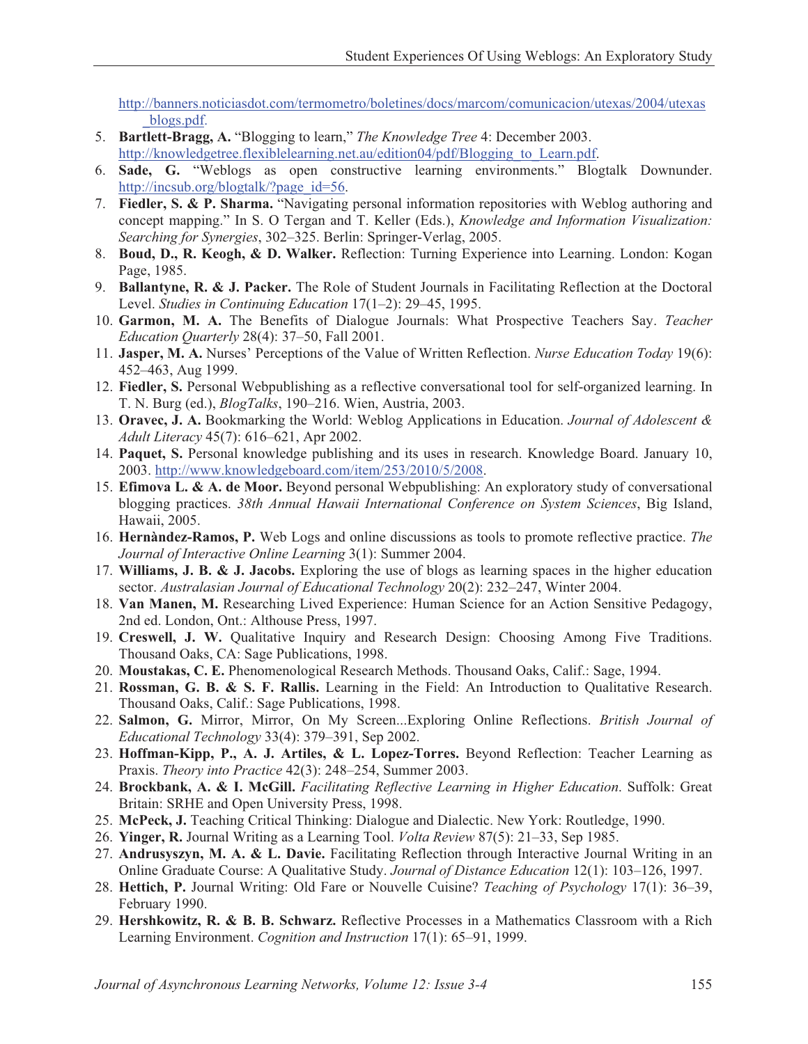http://banners.noticiasdot.com/termometro/boletines/docs/marcom/comunicacion/utexas/2004/utexas_blogs.pdf.

5. **Bartlett-Bragg, A.** "Blogging to learn," *The Knowledge Tree* 4: December 2003. http://knowledgetree.flexiblelearning.net.au/edition04/pdf/Blogging_to_Learn.pdf.
6. **Sade, G.** "Weblogs as open constructive learning environments." Blogtalk Downunder. http://incsub.org/blogtalk/?page_id=56.
7. **Fiedler, S. & P. Sharma.** "Navigating personal information repositories with Weblog authoring and concept mapping." In S. O Tergan and T. Keller (Eds.), *Knowledge and Information Visualization: Searching for Synergies*, 302–325. Berlin: Springer-Verlag, 2005.
8. **Boud, D., R. Keogh, & D. Walker.** Reflection: Turning Experience into Learning. London: Kogan Page, 1985.
9. **Ballantyne, R. & J. Packer.** The Role of Student Journals in Facilitating Reflection at the Doctoral Level. *Studies in Continuing Education* 17(1–2): 29–45, 1995.
10. **Garmon, M. A.** The Benefits of Dialogue Journals: What Prospective Teachers Say. *Teacher Education Quarterly* 28(4): 37–50, Fall 2001.
11. **Jasper, M. A.** Nurses' Perceptions of the Value of Written Reflection. *Nurse Education Today* 19(6): 452–463, Aug 1999.
12. **Fiedler, S.** Personal Webpublishing as a reflective conversational tool for self-organized learning. In T. N. Burg (ed.), *BlogTalks*, 190–216. Wien, Austria, 2003.
13. **Oravec, J. A.** Bookmarking the World: Weblog Applications in Education. *Journal of Adolescent & Adult Literacy* 45(7): 616–621, Apr 2002.
14. **Paquet, S.** Personal knowledge publishing and its uses in research. Knowledge Board. January 10, 2003. http://www.knowledgeboard.com/item/253/2010/5/2008.
15. **Efimova L. & A. de Moor.** Beyond personal Webpublishing: An exploratory study of conversational blogging practices. *38th Annual Hawaii International Conference on System Sciences*, Big Island, Hawaii, 2005.
16. **Hernàndez-Ramos, P.** Web Logs and online discussions as tools to promote reflective practice. *The Journal of Interactive Online Learning* 3(1): Summer 2004.
17. **Williams, J. B. & J. Jacobs.** Exploring the use of blogs as learning spaces in the higher education sector. *Australasian Journal of Educational Technology* 20(2): 232–247, Winter 2004.
18. **Van Manen, M.** Researching Lived Experience: Human Science for an Action Sensitive Pedagogy, 2nd ed. London, Ont.: Althouse Press, 1997.
19. **Creswell, J. W.** Qualitative Inquiry and Research Design: Choosing Among Five Traditions. Thousand Oaks, CA: Sage Publications, 1998.
20. **Moustakas, C. E.** Phenomenological Research Methods. Thousand Oaks, Calif.: Sage, 1994.
21. **Rossman, G. B. & S. F. Rallis.** Learning in the Field: An Introduction to Qualitative Research. Thousand Oaks, Calif.: Sage Publications, 1998.
22. **Salmon, G.** Mirror, Mirror, On My Screen...Exploring Online Reflections. *British Journal of Educational Technology* 33(4): 379–391, Sep 2002.
23. **Hoffman-Kipp, P., A. J. Artiles, & L. Lopez-Torres.** Beyond Reflection: Teacher Learning as Praxis. *Theory into Practice* 42(3): 248–254, Summer 2003.
24. **Brockbank, A. & I. McGill.** *Facilitating Reflective Learning in Higher Education*. Suffolk: Great Britain: SRHE and Open University Press, 1998.
25. **McPeck, J.** Teaching Critical Thinking: Dialogue and Dialectic. New York: Routledge, 1990.
26. **Yinger, R.** Journal Writing as a Learning Tool. *Volta Review* 87(5): 21–33, Sep 1985.
27. **Andrusyszyn, M. A. & L. Davie.** Facilitating Reflection through Interactive Journal Writing in an Online Graduate Course: A Qualitative Study. *Journal of Distance Education* 12(1): 103–126, 1997.
28. **Hettich, P.** Journal Writing: Old Fare or Nouvelle Cuisine? *Teaching of Psychology* 17(1): 36–39, February 1990.
29. **Hershkowitz, R. & B. B. Schwarz.** Reflective Processes in a Mathematics Classroom with a Rich Learning Environment. *Cognition and Instruction* 17(1): 65–91, 1999.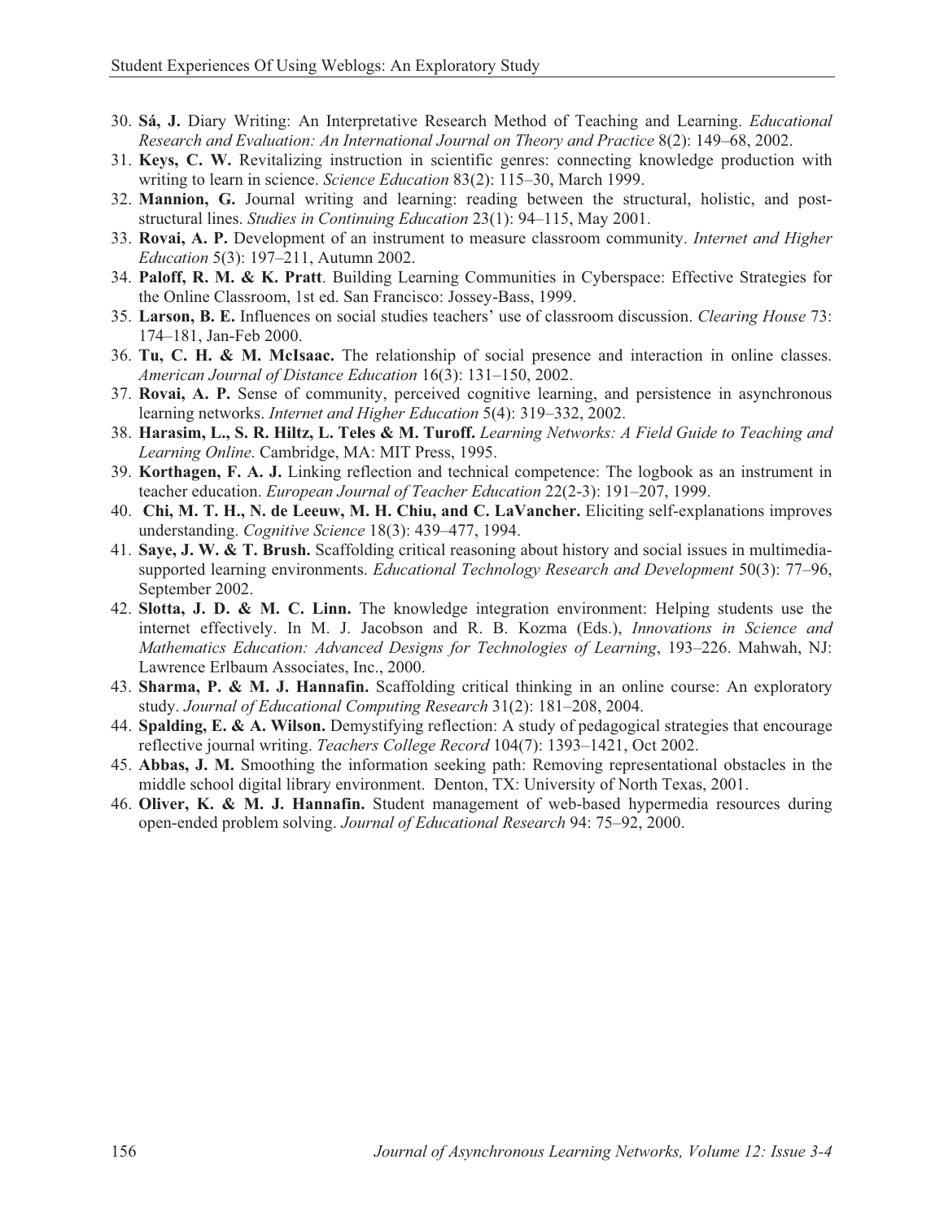30. **Sá, J.** Diary Writing: An Interpretative Research Method of Teaching and Learning. *Educational Research and Evaluation: An International Journal on Theory and Practice* 8(2): 149–68, 2002.
31. **Keys, C. W.** Revitalizing instruction in scientific genres: connecting knowledge production with writing to learn in science. *Science Education* 83(2): 115–30, March 1999.
32. **Mannion, G.** Journal writing and learning: reading between the structural, holistic, and post-structural lines. *Studies in Continuing Education* 23(1): 94–115, May 2001.
33. **Rovai, A. P.** Development of an instrument to measure classroom community. *Internet and Higher Education* 5(3): 197–211, Autumn 2002.
34. **Paloff, R. M. & K. Pratt**. Building Learning Communities in Cyberspace: Effective Strategies for the Online Classroom, 1st ed. San Francisco: Jossey-Bass, 1999.
35. **Larson, B. E.** Influences on social studies teachers' use of classroom discussion. *Clearing House* 73: 174–181, Jan-Feb 2000.
36. **Tu, C. H. & M. McIsaac.** The relationship of social presence and interaction in online classes. *American Journal of Distance Education* 16(3): 131–150, 2002.
37. **Rovai, A. P.** Sense of community, perceived cognitive learning, and persistence in asynchronous learning networks. *Internet and Higher Education* 5(4): 319–332, 2002.
38. **Harasim, L., S. R. Hiltz, L. Teles & M. Turoff.** *Learning Networks: A Field Guide to Teaching and Learning Online*. Cambridge, MA: MIT Press, 1995.
39. **Korthagen, F. A. J.** Linking reflection and technical competence: The logbook as an instrument in teacher education. *European Journal of Teacher Education* 22(2-3): 191–207, 1999.
40. **Chi, M. T. H., N. de Leeuw, M. H. Chiu, and C. LaVancher.** Eliciting self-explanations improves understanding. *Cognitive Science* 18(3): 439–477, 1994.
41. **Saye, J. W. & T. Brush.** Scaffolding critical reasoning about history and social issues in multimedia-supported learning environments. *Educational Technology Research and Development* 50(3): 77–96, September 2002.
42. **Slotta, J. D. & M. C. Linn.** The knowledge integration environment: Helping students use the internet effectively. In M. J. Jacobson and R. B. Kozma (Eds.), *Innovations in Science and Mathematics Education: Advanced Designs for Technologies of Learning*, 193–226. Mahwah, NJ: Lawrence Erlbaum Associates, Inc., 2000.
43. **Sharma, P. & M. J. Hannafin.** Scaffolding critical thinking in an online course: An exploratory study. *Journal of Educational Computing Research* 31(2): 181–208, 2004.
44. **Spalding, E. & A. Wilson.** Demystifying reflection: A study of pedagogical strategies that encourage reflective journal writing. *Teachers College Record* 104(7): 1393–1421, Oct 2002.
45. **Abbas, J. M.** Smoothing the information seeking path: Removing representational obstacles in the middle school digital library environment. Denton, TX: University of North Texas, 2001.
46. **Oliver, K. & M. J. Hannafin.** Student management of web-based hypermedia resources during open-ended problem solving. *Journal of Educational Research* 94: 75–92, 2000.